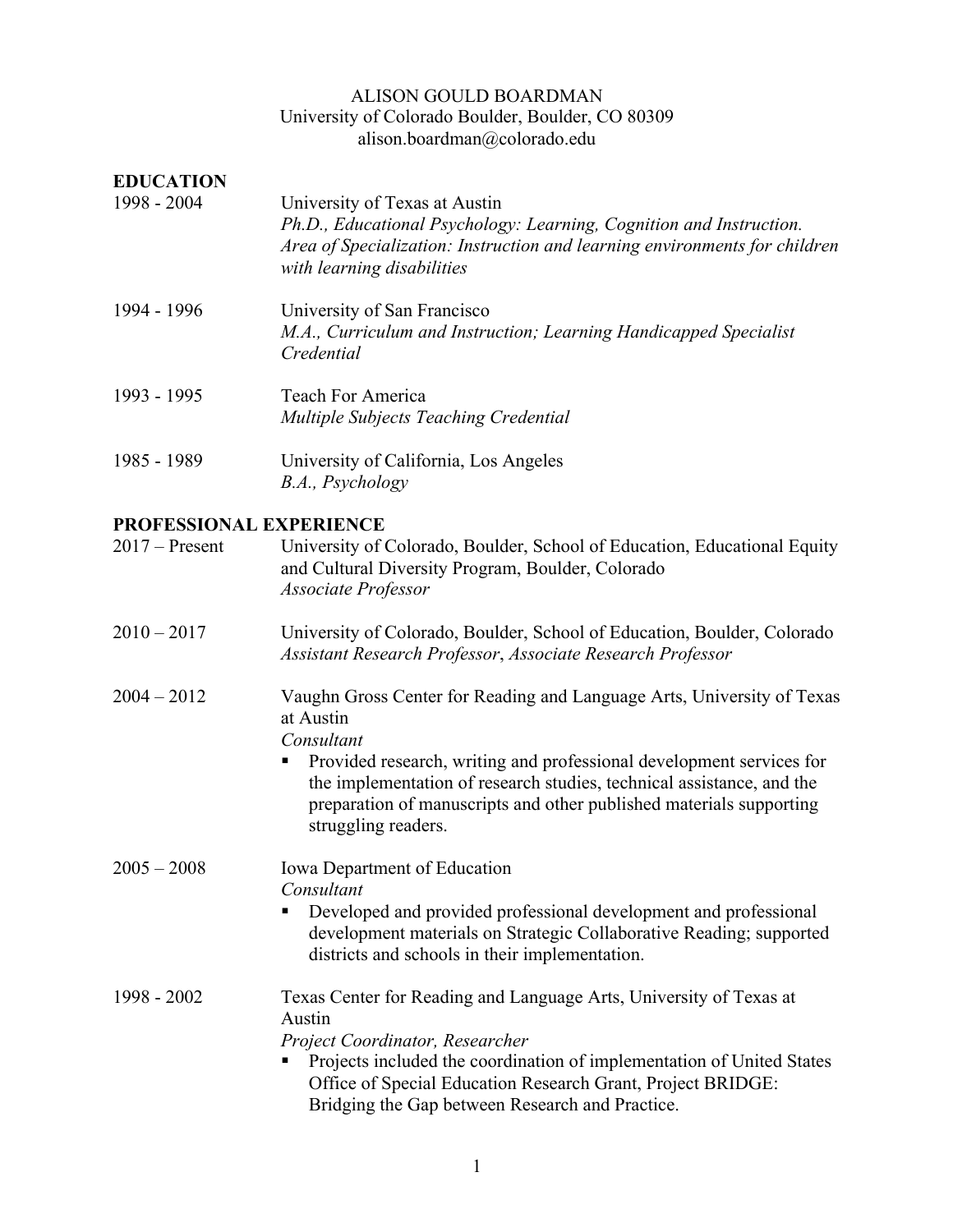# ALISON GOULD BOARDMAN

University of Colorado Boulder, Boulder, CO 80309
alison.boardman@colorado.edu

## EDUCATION

**1998 - 2004**
University of Texas at Austin
*Ph.D., Educational Psychology: Learning, Cognition and Instruction. Area of Specialization: Instruction and learning environments for children with learning disabilities*

**1994 - 1996**
University of San Francisco
*M.A., Curriculum and Instruction; Learning Handicapped Specialist Credential*

**1993 - 1995**
Teach For America
*Multiple Subjects Teaching Credential*

**1985 - 1989**
University of California, Los Angeles
*B.A., Psychology*

## PROFESSIONAL EXPERIENCE

**2017 – Present**
University of Colorado, Boulder, School of Education, Educational Equity and Cultural Diversity Program, Boulder, Colorado
*Associate Professor*

**2010 – 2017**
University of Colorado, Boulder, School of Education, Boulder, Colorado
*Assistant Research Professor*, *Associate Research Professor*

**2004 – 2012**
Vaughn Gross Center for Reading and Language Arts, University of Texas at Austin
*Consultant*

- Provided research, writing and professional development services for the implementation of research studies, technical assistance, and the preparation of manuscripts and other published materials supporting struggling readers.

**2005 – 2008**
Iowa Department of Education
*Consultant*

- Developed and provided professional development and professional development materials on Strategic Collaborative Reading; supported districts and schools in their implementation.

**1998 - 2002**
Texas Center for Reading and Language Arts, University of Texas at Austin
*Project Coordinator, Researcher*

- Projects included the coordination of implementation of United States Office of Special Education Research Grant, Project BRIDGE: Bridging the Gap between Research and Practice.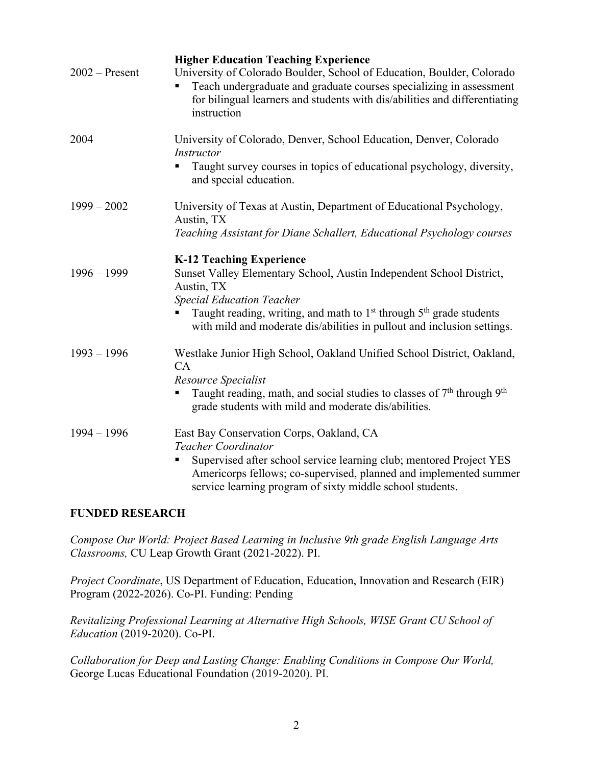**Higher Education Teaching Experience**

2002 – Present

University of Colorado Boulder, School of Education, Boulder, Colorado

- Teach undergraduate and graduate courses specializing in assessment for bilingual learners and students with dis/abilities and differentiating instruction

2004

University of Colorado, Denver, School Education, Denver, Colorado
*Instructor*

- Taught survey courses in topics of educational psychology, diversity, and special education.

1999 – 2002

University of Texas at Austin, Department of Educational Psychology, Austin, TX
*Teaching Assistant for Diane Schallert, Educational Psychology courses*

**K-12 Teaching Experience**

1996 – 1999

Sunset Valley Elementary School, Austin Independent School District, Austin, TX
*Special Education Teacher*

- Taught reading, writing, and math to 1st through 5th grade students with mild and moderate dis/abilities in pullout and inclusion settings.

1993 – 1996

Westlake Junior High School, Oakland Unified School District, Oakland, CA
*Resource Specialist*

- Taught reading, math, and social studies to classes of 7th through 9th grade students with mild and moderate dis/abilities.

1994 – 1996

East Bay Conservation Corps, Oakland, CA
*Teacher Coordinator*

- Supervised after school service learning club; mentored Project YES Americorps fellows; co-supervised, planned and implemented summer service learning program of sixty middle school students.

## FUNDED RESEARCH

*Compose Our World: Project Based Learning in Inclusive 9th grade English Language Arts Classrooms,* CU Leap Growth Grant (2021-2022). PI.

*Project Coordinate*, US Department of Education, Education, Innovation and Research (EIR) Program (2022-2026). Co-PI. Funding: Pending

*Revitalizing Professional Learning at Alternative High Schools, WISE Grant CU School of Education* (2019-2020). Co-PI.

*Collaboration for Deep and Lasting Change: Enabling Conditions in Compose Our World,* George Lucas Educational Foundation (2019-2020). PI.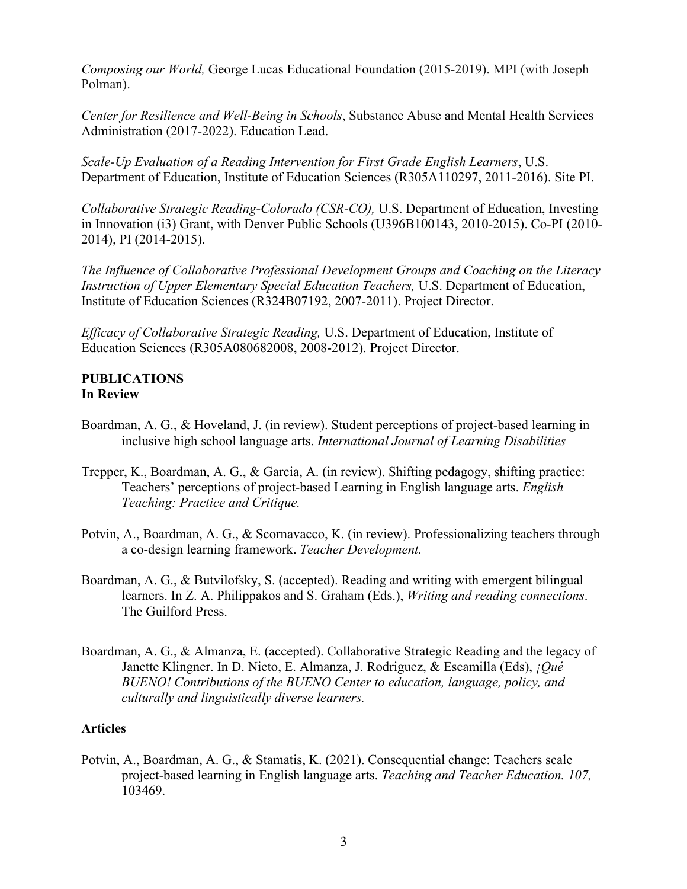*Composing our World,* George Lucas Educational Foundation (2015-2019). MPI (with Joseph Polman).

*Center for Resilience and Well-Being in Schools*, Substance Abuse and Mental Health Services Administration (2017-2022). Education Lead.

*Scale-Up Evaluation of a Reading Intervention for First Grade English Learners*, U.S. Department of Education, Institute of Education Sciences (R305A110297, 2011-2016). Site PI.

*Collaborative Strategic Reading-Colorado (CSR-CO),* U.S. Department of Education, Investing in Innovation (i3) Grant, with Denver Public Schools (U396B100143, 2010-2015). Co-PI (2010-2014), PI (2014-2015).

*The Influence of Collaborative Professional Development Groups and Coaching on the Literacy Instruction of Upper Elementary Special Education Teachers,* U.S. Department of Education, Institute of Education Sciences (R324B07192, 2007-2011). Project Director.

*Efficacy of Collaborative Strategic Reading,* U.S. Department of Education, Institute of Education Sciences (R305A080682008, 2008-2012). Project Director.

## PUBLICATIONS

### In Review

Boardman, A. G., & Hoveland, J. (in review). Student perceptions of project-based learning in inclusive high school language arts. *International Journal of Learning Disabilities*

Trepper, K., Boardman, A. G., & Garcia, A. (in review). Shifting pedagogy, shifting practice: Teachers' perceptions of project-based Learning in English language arts. *English Teaching: Practice and Critique.*

Potvin, A., Boardman, A. G., & Scornavacco, K. (in review). Professionalizing teachers through a co-design learning framework. *Teacher Development.*

Boardman, A. G., & Butvilofsky, S. (accepted). Reading and writing with emergent bilingual learners. In Z. A. Philippakos and S. Graham (Eds.), *Writing and reading connections*. The Guilford Press.

Boardman, A. G., & Almanza, E. (accepted). Collaborative Strategic Reading and the legacy of Janette Klingner. In D. Nieto, E. Almanza, J. Rodriguez, & Escamilla (Eds), *¡Qué BUENO! Contributions of the BUENO Center to education, language, policy, and culturally and linguistically diverse learners.*

### Articles

Potvin, A., Boardman, A. G., & Stamatis, K. (2021). Consequential change: Teachers scale project-based learning in English language arts. *Teaching and Teacher Education. 107,* 103469.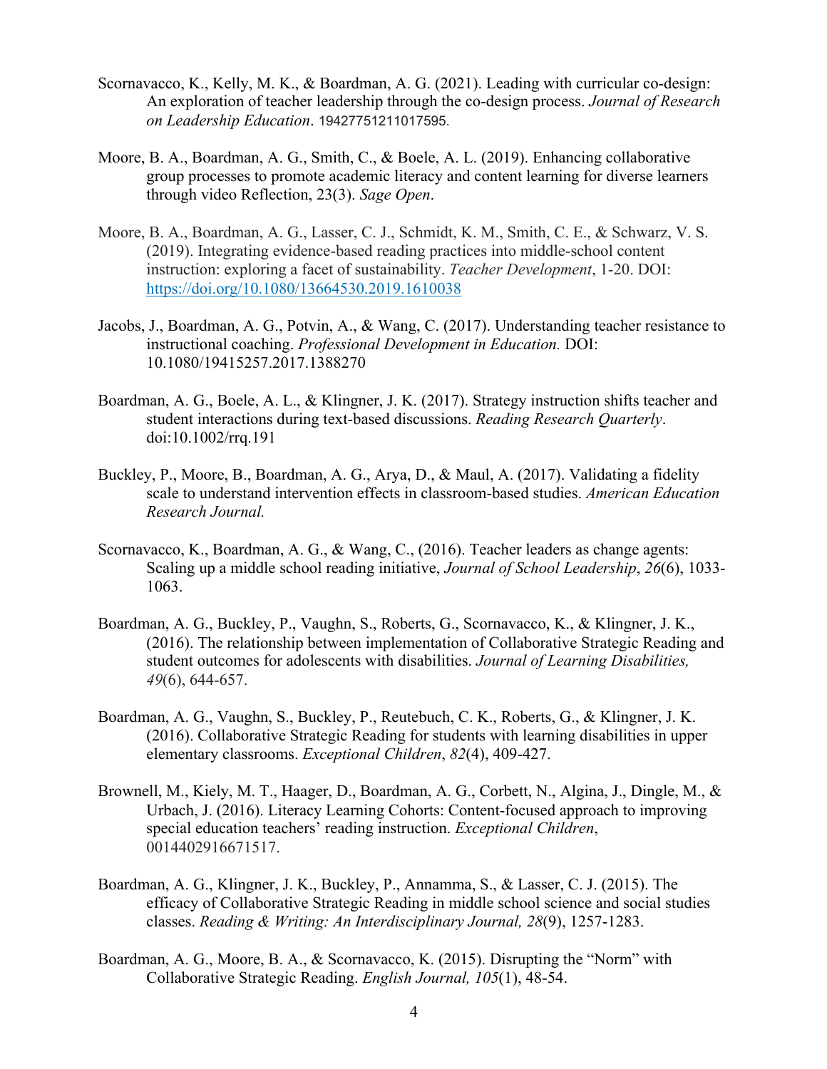Scornavacco, K., Kelly, M. K., & Boardman, A. G. (2021). Leading with curricular co-design: An exploration of teacher leadership through the co-design process. *Journal of Research on Leadership Education*. 19427751211017595.

Moore, B. A., Boardman, A. G., Smith, C., & Boele, A. L. (2019). Enhancing collaborative group processes to promote academic literacy and content learning for diverse learners through video Reflection, 23(3). *Sage Open*.

Moore, B. A., Boardman, A. G., Lasser, C. J., Schmidt, K. M., Smith, C. E., & Schwarz, V. S. (2019). Integrating evidence-based reading practices into middle-school content instruction: exploring a facet of sustainability. *Teacher Development*, 1-20. DOI: https://doi.org/10.1080/13664530.2019.1610038

Jacobs, J., Boardman, A. G., Potvin, A., & Wang, C. (2017). Understanding teacher resistance to instructional coaching. *Professional Development in Education.* DOI: 10.1080/19415257.2017.1388270

Boardman, A. G., Boele, A. L., & Klingner, J. K. (2017). Strategy instruction shifts teacher and student interactions during text-based discussions. *Reading Research Quarterly*. doi:10.1002/rrq.191

Buckley, P., Moore, B., Boardman, A. G., Arya, D., & Maul, A. (2017). Validating a fidelity scale to understand intervention effects in classroom-based studies. *American Education Research Journal.*

Scornavacco, K., Boardman, A. G., & Wang, C., (2016). Teacher leaders as change agents: Scaling up a middle school reading initiative, *Journal of School Leadership*, *26*(6), 1033-1063.

Boardman, A. G., Buckley, P., Vaughn, S., Roberts, G., Scornavacco, K., & Klingner, J. K., (2016). The relationship between implementation of Collaborative Strategic Reading and student outcomes for adolescents with disabilities. *Journal of Learning Disabilities, 49*(6), 644-657.

Boardman, A. G., Vaughn, S., Buckley, P., Reutebuch, C. K., Roberts, G., & Klingner, J. K. (2016). Collaborative Strategic Reading for students with learning disabilities in upper elementary classrooms. *Exceptional Children*, *82*(4), 409-427.

Brownell, M., Kiely, M. T., Haager, D., Boardman, A. G., Corbett, N., Algina, J., Dingle, M., & Urbach, J. (2016). Literacy Learning Cohorts: Content-focused approach to improving special education teachers' reading instruction. *Exceptional Children*, 0014402916671517.

Boardman, A. G., Klingner, J. K., Buckley, P., Annamma, S., & Lasser, C. J. (2015). The efficacy of Collaborative Strategic Reading in middle school science and social studies classes. *Reading & Writing: An Interdisciplinary Journal, 28*(9), 1257-1283.

Boardman, A. G., Moore, B. A., & Scornavacco, K. (2015). Disrupting the "Norm" with Collaborative Strategic Reading. *English Journal, 105*(1), 48-54.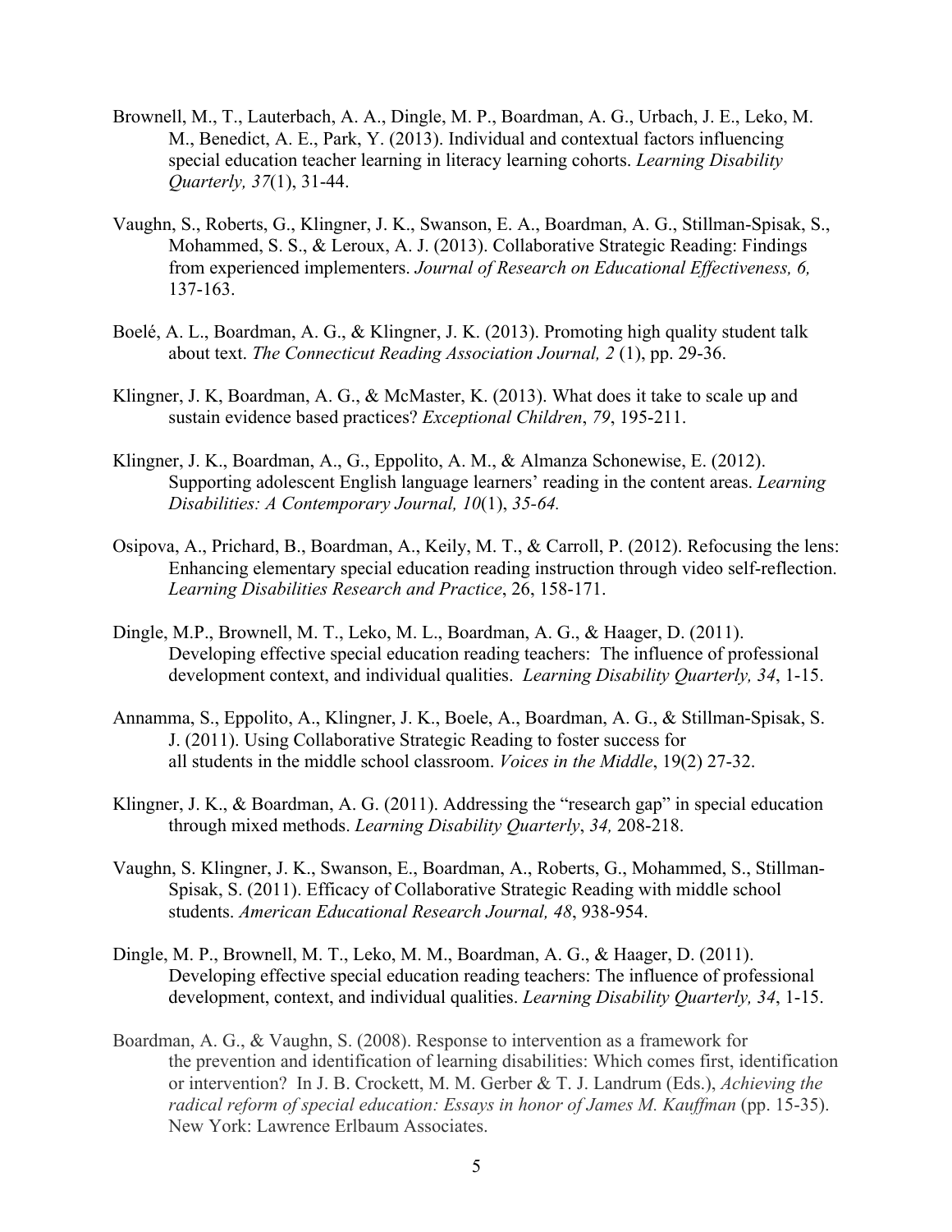Brownell, M., T., Lauterbach, A. A., Dingle, M. P., Boardman, A. G., Urbach, J. E., Leko, M. M., Benedict, A. E., Park, Y. (2013). Individual and contextual factors influencing special education teacher learning in literacy learning cohorts. *Learning Disability Quarterly, 37*(1), 31-44.

Vaughn, S., Roberts, G., Klingner, J. K., Swanson, E. A., Boardman, A. G., Stillman-Spisak, S., Mohammed, S. S., & Leroux, A. J. (2013). Collaborative Strategic Reading: Findings from experienced implementers. *Journal of Research on Educational Effectiveness, 6,* 137-163.

Boelé, A. L., Boardman, A. G., & Klingner, J. K. (2013). Promoting high quality student talk about text. *The Connecticut Reading Association Journal, 2* (1), pp. 29-36.

Klingner, J. K, Boardman, A. G., & McMaster, K. (2013). What does it take to scale up and sustain evidence based practices? *Exceptional Children*, *79*, 195-211.

Klingner, J. K., Boardman, A., G., Eppolito, A. M., & Almanza Schonewise, E. (2012). Supporting adolescent English language learners' reading in the content areas. *Learning Disabilities: A Contemporary Journal, 10*(1), *35-64.*

Osipova, A., Prichard, B., Boardman, A., Keily, M. T., & Carroll, P. (2012). Refocusing the lens: Enhancing elementary special education reading instruction through video self-reflection. *Learning Disabilities Research and Practice*, 26, 158-171.

Dingle, M.P., Brownell, M. T., Leko, M. L., Boardman, A. G., & Haager, D. (2011). Developing effective special education reading teachers: The influence of professional development context, and individual qualities. *Learning Disability Quarterly, 34*, 1-15.

Annamma, S., Eppolito, A., Klingner, J. K., Boele, A., Boardman, A. G., & Stillman-Spisak, S. J. (2011). Using Collaborative Strategic Reading to foster success for all students in the middle school classroom. *Voices in the Middle*, 19(2) 27-32.

Klingner, J. K., & Boardman, A. G. (2011). Addressing the "research gap" in special education through mixed methods. *Learning Disability Quarterly*, *34,* 208-218.

Vaughn, S. Klingner, J. K., Swanson, E., Boardman, A., Roberts, G., Mohammed, S., Stillman-Spisak, S. (2011). Efficacy of Collaborative Strategic Reading with middle school students. *American Educational Research Journal, 48*, 938-954.

Dingle, M. P., Brownell, M. T., Leko, M. M., Boardman, A. G., & Haager, D. (2011). Developing effective special education reading teachers: The influence of professional development, context, and individual qualities. *Learning Disability Quarterly, 34*, 1-15.

Boardman, A. G., & Vaughn, S. (2008). Response to intervention as a framework for the prevention and identification of learning disabilities: Which comes first, identification or intervention? In J. B. Crockett, M. M. Gerber & T. J. Landrum (Eds.), *Achieving the radical reform of special education: Essays in honor of James M. Kauffman* (pp. 15-35). New York: Lawrence Erlbaum Associates.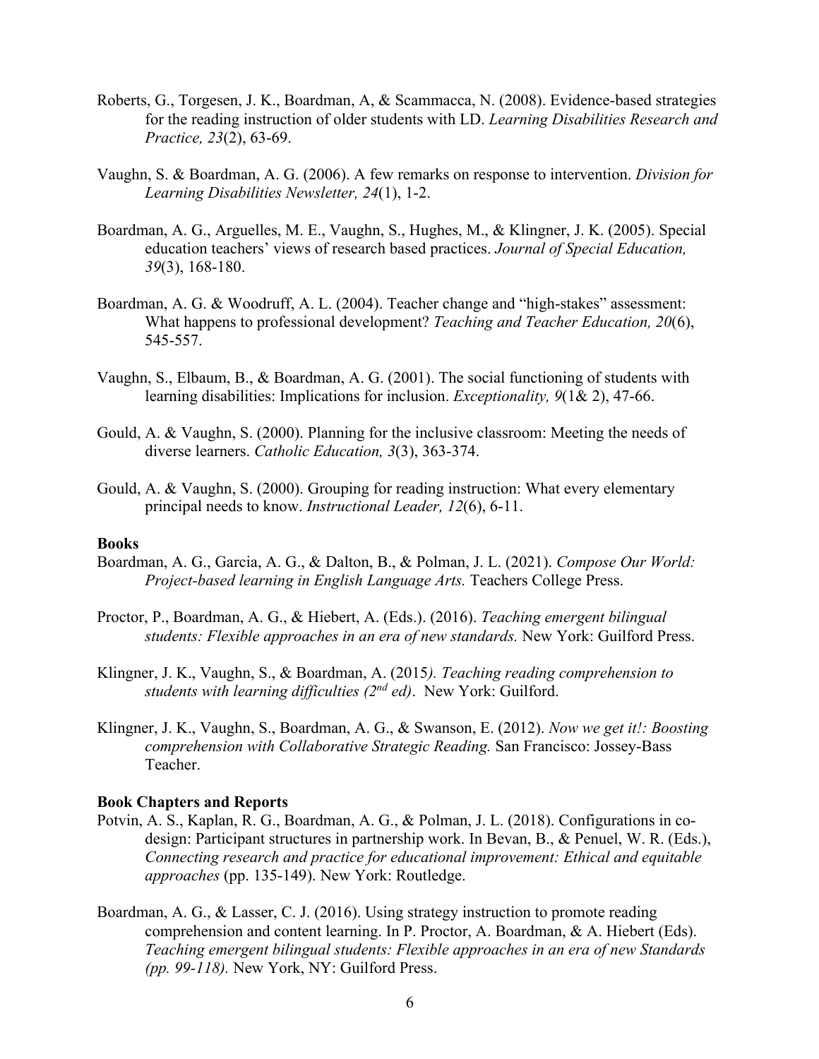Roberts, G., Torgesen, J. K., Boardman, A, & Scammacca, N. (2008). Evidence-based strategies for the reading instruction of older students with LD. *Learning Disabilities Research and Practice, 23*(2), 63-69.

Vaughn, S. & Boardman, A. G. (2006). A few remarks on response to intervention. *Division for Learning Disabilities Newsletter, 24*(1), 1-2.

Boardman, A. G., Arguelles, M. E., Vaughn, S., Hughes, M., & Klingner, J. K. (2005). Special education teachers' views of research based practices. *Journal of Special Education, 39*(3), 168-180.

Boardman, A. G. & Woodruff, A. L. (2004). Teacher change and "high-stakes" assessment: What happens to professional development? *Teaching and Teacher Education, 20*(6), 545-557.

Vaughn, S., Elbaum, B., & Boardman, A. G. (2001). The social functioning of students with learning disabilities: Implications for inclusion. *Exceptionality, 9*(1& 2), 47-66.

Gould, A. & Vaughn, S. (2000). Planning for the inclusive classroom: Meeting the needs of diverse learners. *Catholic Education, 3*(3), 363-374.

Gould, A. & Vaughn, S. (2000). Grouping for reading instruction: What every elementary principal needs to know. *Instructional Leader, 12*(6), 6-11.

**Books**

Boardman, A. G., Garcia, A. G., & Dalton, B., & Polman, J. L. (2021). *Compose Our World: Project-based learning in English Language Arts.* Teachers College Press.

Proctor, P., Boardman, A. G., & Hiebert, A. (Eds.). (2016). *Teaching emergent bilingual students: Flexible approaches in an era of new standards.* New York: Guilford Press.

Klingner, J. K., Vaughn, S., & Boardman, A. (2015*). Teaching reading comprehension to students with learning difficulties (2nd ed)*. New York: Guilford.

Klingner, J. K., Vaughn, S., Boardman, A. G., & Swanson, E. (2012). *Now we get it!: Boosting comprehension with Collaborative Strategic Reading.* San Francisco: Jossey-Bass Teacher.

**Book Chapters and Reports**

Potvin, A. S., Kaplan, R. G., Boardman, A. G., & Polman, J. L. (2018). Configurations in co-design: Participant structures in partnership work. In Bevan, B., & Penuel, W. R. (Eds.), *Connecting research and practice for educational improvement: Ethical and equitable approaches* (pp. 135-149). New York: Routledge.

Boardman, A. G., & Lasser, C. J. (2016). Using strategy instruction to promote reading comprehension and content learning. In P. Proctor, A. Boardman, & A. Hiebert (Eds). *Teaching emergent bilingual students: Flexible approaches in an era of new Standards (pp. 99-118).* New York, NY: Guilford Press.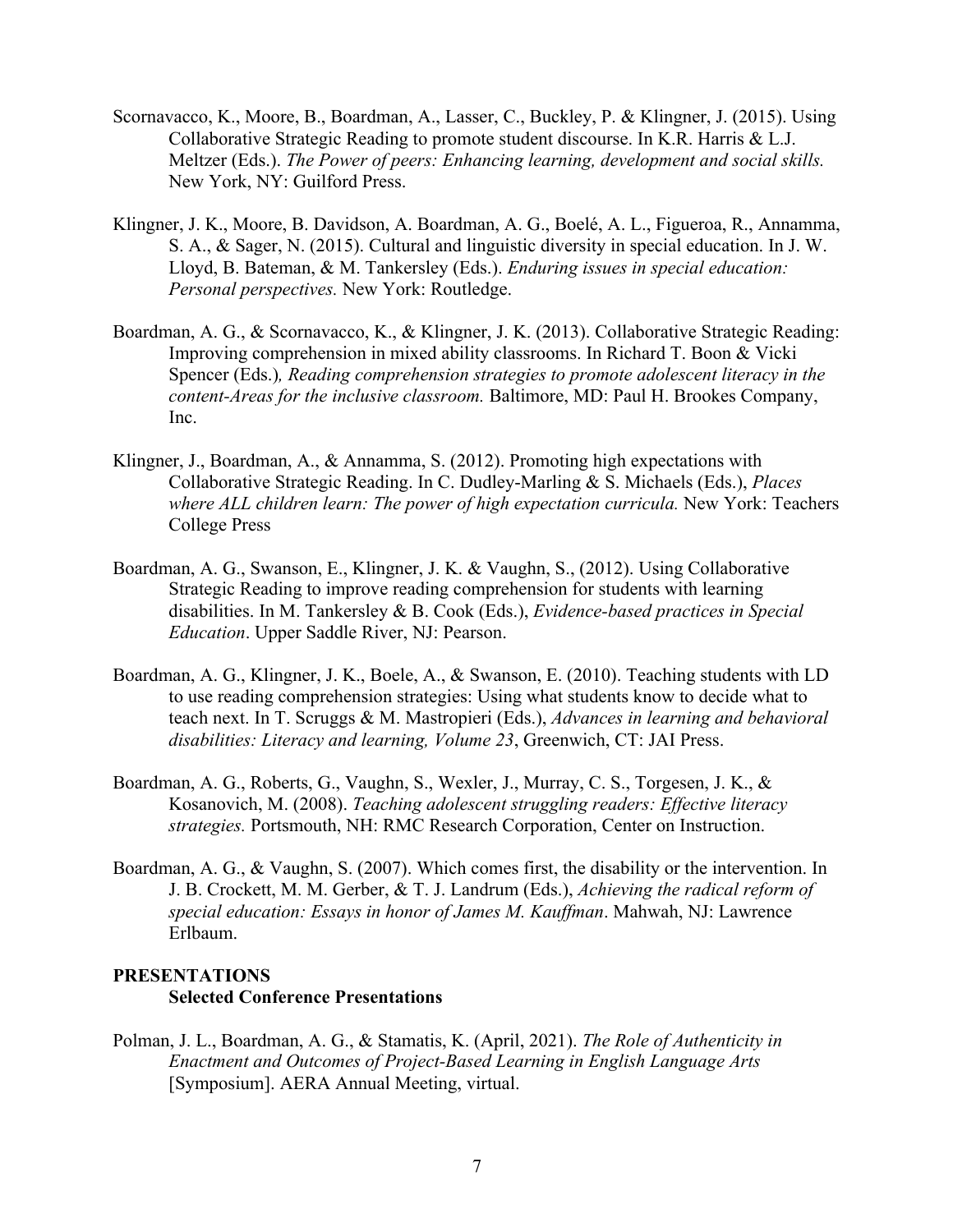Scornavacco, K., Moore, B., Boardman, A., Lasser, C., Buckley, P. & Klingner, J. (2015). Using Collaborative Strategic Reading to promote student discourse. In K.R. Harris & L.J. Meltzer (Eds.). *The Power of peers: Enhancing learning, development and social skills.* New York, NY: Guilford Press.

Klingner, J. K., Moore, B. Davidson, A. Boardman, A. G., Boelé, A. L., Figueroa, R., Annamma, S. A., & Sager, N. (2015). Cultural and linguistic diversity in special education. In J. W. Lloyd, B. Bateman, & M. Tankersley (Eds.). *Enduring issues in special education: Personal perspectives.* New York: Routledge.

Boardman, A. G., & Scornavacco, K., & Klingner, J. K. (2013). Collaborative Strategic Reading: Improving comprehension in mixed ability classrooms. In Richard T. Boon & Vicki Spencer (Eds.)*, Reading comprehension strategies to promote adolescent literacy in the content-Areas for the inclusive classroom.* Baltimore, MD: Paul H. Brookes Company, Inc.

Klingner, J., Boardman, A., & Annamma, S. (2012). Promoting high expectations with Collaborative Strategic Reading. In C. Dudley-Marling & S. Michaels (Eds.), *Places where ALL children learn: The power of high expectation curricula.* New York: Teachers College Press

Boardman, A. G., Swanson, E., Klingner, J. K. & Vaughn, S., (2012). Using Collaborative Strategic Reading to improve reading comprehension for students with learning disabilities. In M. Tankersley & B. Cook (Eds.), *Evidence-based practices in Special Education*. Upper Saddle River, NJ: Pearson.

Boardman, A. G., Klingner, J. K., Boele, A., & Swanson, E. (2010). Teaching students with LD to use reading comprehension strategies: Using what students know to decide what to teach next. In T. Scruggs & M. Mastropieri (Eds.), *Advances in learning and behavioral disabilities: Literacy and learning, Volume 23*, Greenwich, CT: JAI Press.

Boardman, A. G., Roberts, G., Vaughn, S., Wexler, J., Murray, C. S., Torgesen, J. K., & Kosanovich, M. (2008). *Teaching adolescent struggling readers: Effective literacy strategies.* Portsmouth, NH: RMC Research Corporation, Center on Instruction.

Boardman, A. G., & Vaughn, S. (2007). Which comes first, the disability or the intervention. In J. B. Crockett, M. M. Gerber, & T. J. Landrum (Eds.), *Achieving the radical reform of special education: Essays in honor of James M. Kauffman*. Mahwah, NJ: Lawrence Erlbaum.

## PRESENTATIONS

### Selected Conference Presentations

Polman, J. L., Boardman, A. G., & Stamatis, K. (April, 2021). *The Role of Authenticity in Enactment and Outcomes of Project-Based Learning in English Language Arts* [Symposium]. AERA Annual Meeting, virtual.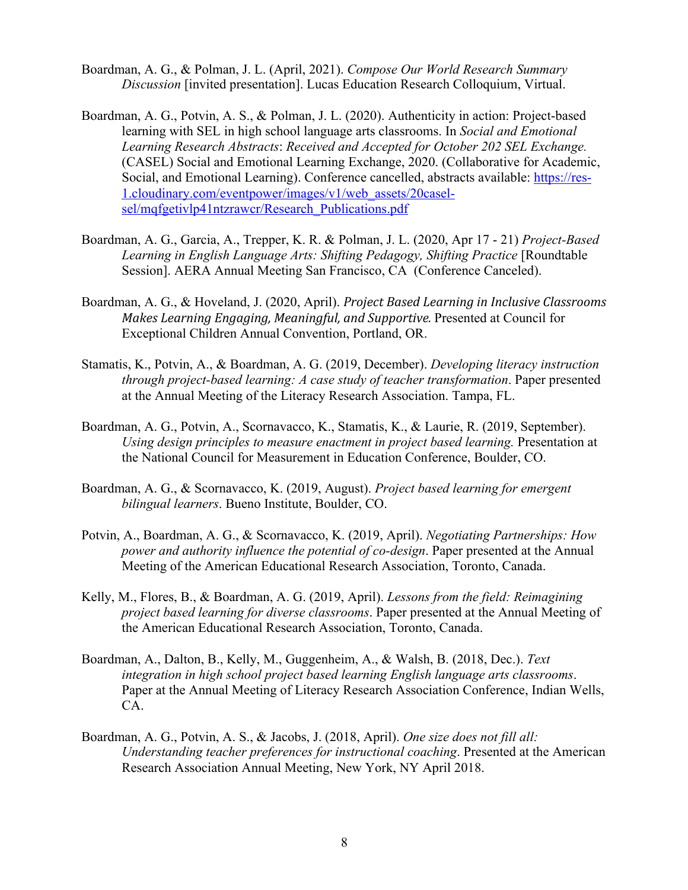Boardman, A. G., & Polman, J. L. (April, 2021). *Compose Our World Research Summary Discussion* [invited presentation]. Lucas Education Research Colloquium, Virtual.

Boardman, A. G., Potvin, A. S., & Polman, J. L. (2020). Authenticity in action: Project-based learning with SEL in high school language arts classrooms. In *Social and Emotional Learning Research Abstracts*: *Received and Accepted for October 202 SEL Exchange.* (CASEL) Social and Emotional Learning Exchange, 2020. (Collaborative for Academic, Social, and Emotional Learning). Conference cancelled, abstracts available: [https://res-1.cloudinary.com/eventpower/images/v1/web_assets/20casel-sel/mqfgetivlp41ntzrawcr/Research_Publications.pdf](https://res-1.cloudinary.com/eventpower/images/v1/web_assets/20casel-sel/mqfgetivlp41ntzrawcr/Research_Publications.pdf)

Boardman, A. G., Garcia, A., Trepper, K. R. & Polman, J. L. (2020, Apr 17 - 21) *Project-Based Learning in English Language Arts: Shifting Pedagogy, Shifting Practice* [Roundtable Session]. AERA Annual Meeting San Francisco, CA (Conference Canceled).

Boardman, A. G., & Hoveland, J. (2020, April). *Project Based Learning in Inclusive Classrooms Makes Learning Engaging, Meaningful, and Supportive.* Presented at Council for Exceptional Children Annual Convention, Portland, OR.

Stamatis, K., Potvin, A., & Boardman, A. G. (2019, December). *Developing literacy instruction through project-based learning: A case study of teacher transformation*. Paper presented at the Annual Meeting of the Literacy Research Association. Tampa, FL.

Boardman, A. G., Potvin, A., Scornavacco, K., Stamatis, K., & Laurie, R. (2019, September). *Using design principles to measure enactment in project based learning.* Presentation at the National Council for Measurement in Education Conference, Boulder, CO.

Boardman, A. G., & Scornavacco, K. (2019, August). *Project based learning for emergent bilingual learners*. Bueno Institute, Boulder, CO.

Potvin, A., Boardman, A. G., & Scornavacco, K. (2019, April). *Negotiating Partnerships: How power and authority influence the potential of co-design*. Paper presented at the Annual Meeting of the American Educational Research Association, Toronto, Canada.

Kelly, M., Flores, B., & Boardman, A. G. (2019, April). *Lessons from the field: Reimagining project based learning for diverse classrooms*. Paper presented at the Annual Meeting of the American Educational Research Association, Toronto, Canada.

Boardman, A., Dalton, B., Kelly, M., Guggenheim, A., & Walsh, B. (2018, Dec.). *Text integration in high school project based learning English language arts classrooms*. Paper at the Annual Meeting of Literacy Research Association Conference, Indian Wells, CA.

Boardman, A. G., Potvin, A. S., & Jacobs, J. (2018, April). *One size does not fill all: Understanding teacher preferences for instructional coaching*. Presented at the American Research Association Annual Meeting, New York, NY April 2018.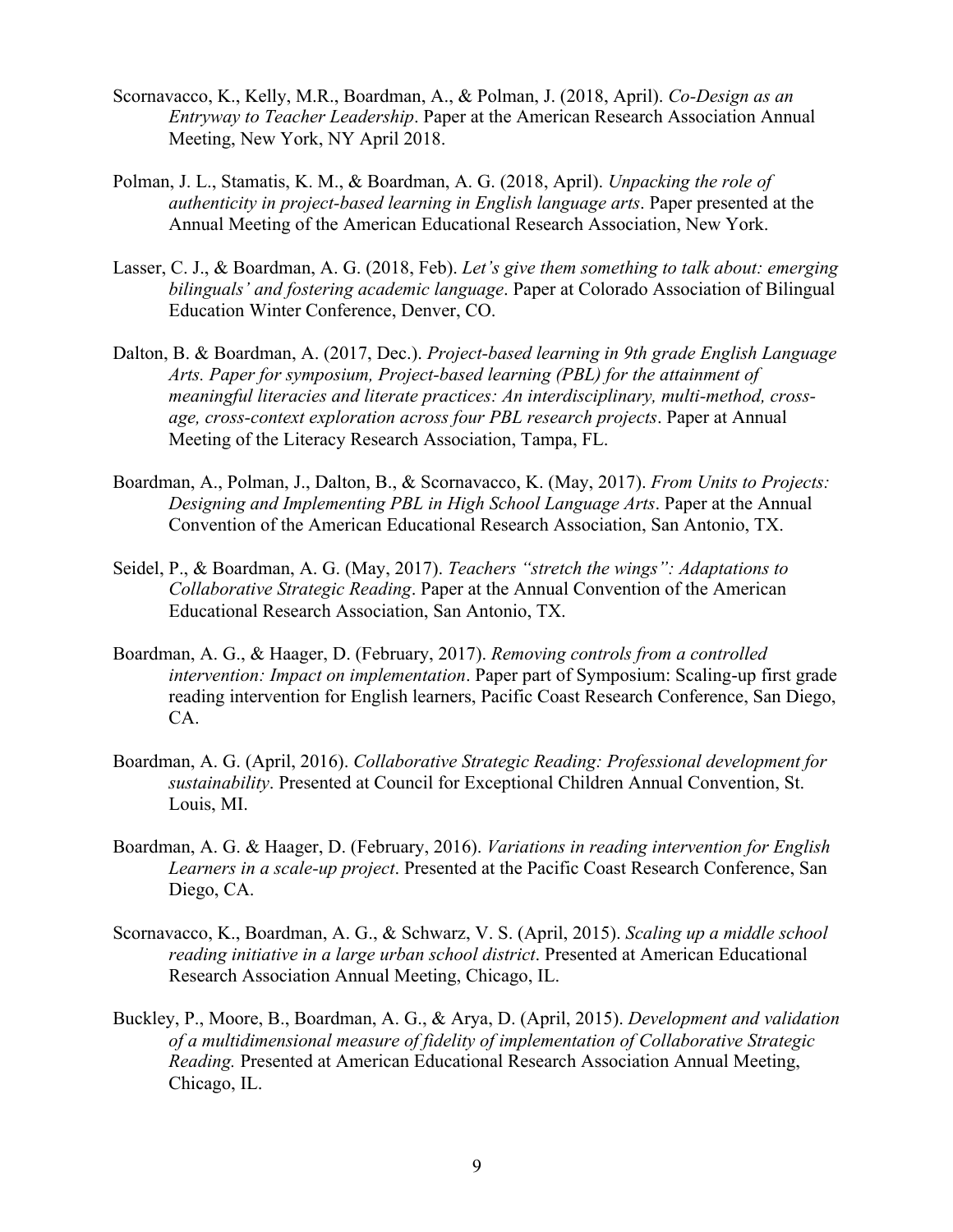Scornavacco, K., Kelly, M.R., Boardman, A., & Polman, J. (2018, April). *Co-Design as an Entryway to Teacher Leadership*. Paper at the American Research Association Annual Meeting, New York, NY April 2018.

Polman, J. L., Stamatis, K. M., & Boardman, A. G. (2018, April). *Unpacking the role of authenticity in project-based learning in English language arts*. Paper presented at the Annual Meeting of the American Educational Research Association, New York.

Lasser, C. J., & Boardman, A. G. (2018, Feb). *Let's give them something to talk about: emerging bilinguals' and fostering academic language*. Paper at Colorado Association of Bilingual Education Winter Conference, Denver, CO.

Dalton, B. & Boardman, A. (2017, Dec.). *Project-based learning in 9th grade English Language Arts. Paper for symposium, Project-based learning (PBL) for the attainment of meaningful literacies and literate practices: An interdisciplinary, multi-method, cross-age, cross-context exploration across four PBL research projects*. Paper at Annual Meeting of the Literacy Research Association, Tampa, FL.

Boardman, A., Polman, J., Dalton, B., & Scornavacco, K. (May, 2017). *From Units to Projects: Designing and Implementing PBL in High School Language Arts*. Paper at the Annual Convention of the American Educational Research Association, San Antonio, TX.

Seidel, P., & Boardman, A. G. (May, 2017). *Teachers "stretch the wings": Adaptations to Collaborative Strategic Reading*. Paper at the Annual Convention of the American Educational Research Association, San Antonio, TX.

Boardman, A. G., & Haager, D. (February, 2017). *Removing controls from a controlled intervention: Impact on implementation*. Paper part of Symposium: Scaling-up first grade reading intervention for English learners, Pacific Coast Research Conference, San Diego, CA.

Boardman, A. G. (April, 2016). *Collaborative Strategic Reading: Professional development for sustainability*. Presented at Council for Exceptional Children Annual Convention, St. Louis, MI.

Boardman, A. G. & Haager, D. (February, 2016). *Variations in reading intervention for English Learners in a scale-up project*. Presented at the Pacific Coast Research Conference, San Diego, CA.

Scornavacco, K., Boardman, A. G., & Schwarz, V. S. (April, 2015). *Scaling up a middle school reading initiative in a large urban school district*. Presented at American Educational Research Association Annual Meeting, Chicago, IL.

Buckley, P., Moore, B., Boardman, A. G., & Arya, D. (April, 2015). *Development and validation of a multidimensional measure of fidelity of implementation of Collaborative Strategic Reading.* Presented at American Educational Research Association Annual Meeting, Chicago, IL.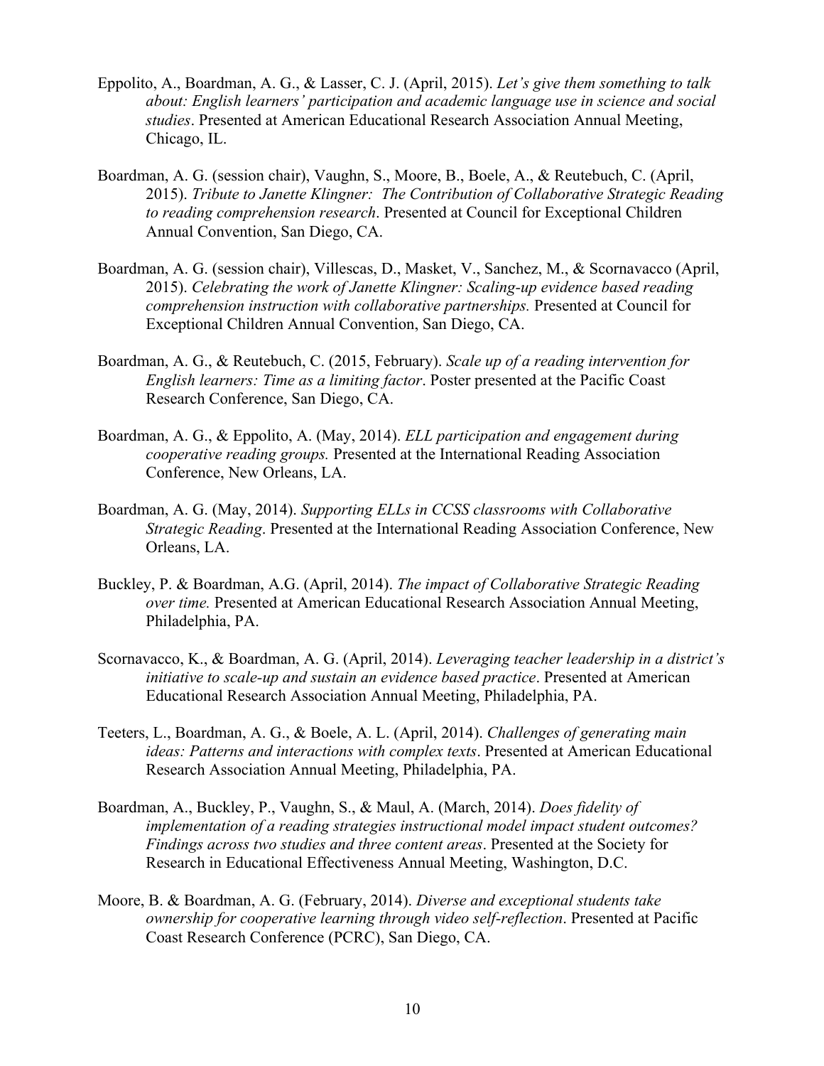Eppolito, A., Boardman, A. G., & Lasser, C. J. (April, 2015). *Let's give them something to talk about: English learners' participation and academic language use in science and social studies*. Presented at American Educational Research Association Annual Meeting, Chicago, IL.

Boardman, A. G. (session chair), Vaughn, S., Moore, B., Boele, A., & Reutebuch, C. (April, 2015). *Tribute to Janette Klingner: The Contribution of Collaborative Strategic Reading to reading comprehension research*. Presented at Council for Exceptional Children Annual Convention, San Diego, CA.

Boardman, A. G. (session chair), Villescas, D., Masket, V., Sanchez, M., & Scornavacco (April, 2015). *Celebrating the work of Janette Klingner: Scaling-up evidence based reading comprehension instruction with collaborative partnerships.* Presented at Council for Exceptional Children Annual Convention, San Diego, CA.

Boardman, A. G., & Reutebuch, C. (2015, February). *Scale up of a reading intervention for English learners: Time as a limiting factor*. Poster presented at the Pacific Coast Research Conference, San Diego, CA.

Boardman, A. G., & Eppolito, A. (May, 2014). *ELL participation and engagement during cooperative reading groups.* Presented at the International Reading Association Conference, New Orleans, LA.

Boardman, A. G. (May, 2014). *Supporting ELLs in CCSS classrooms with Collaborative Strategic Reading*. Presented at the International Reading Association Conference, New Orleans, LA.

Buckley, P. & Boardman, A.G. (April, 2014). *The impact of Collaborative Strategic Reading over time.* Presented at American Educational Research Association Annual Meeting, Philadelphia, PA.

Scornavacco, K., & Boardman, A. G. (April, 2014). *Leveraging teacher leadership in a district's initiative to scale-up and sustain an evidence based practice*. Presented at American Educational Research Association Annual Meeting, Philadelphia, PA.

Teeters, L., Boardman, A. G., & Boele, A. L. (April, 2014). *Challenges of generating main ideas: Patterns and interactions with complex texts*. Presented at American Educational Research Association Annual Meeting, Philadelphia, PA.

Boardman, A., Buckley, P., Vaughn, S., & Maul, A. (March, 2014). *Does fidelity of implementation of a reading strategies instructional model impact student outcomes? Findings across two studies and three content areas*. Presented at the Society for Research in Educational Effectiveness Annual Meeting, Washington, D.C.

Moore, B. & Boardman, A. G. (February, 2014). *Diverse and exceptional students take ownership for cooperative learning through video self-reflection*. Presented at Pacific Coast Research Conference (PCRC), San Diego, CA.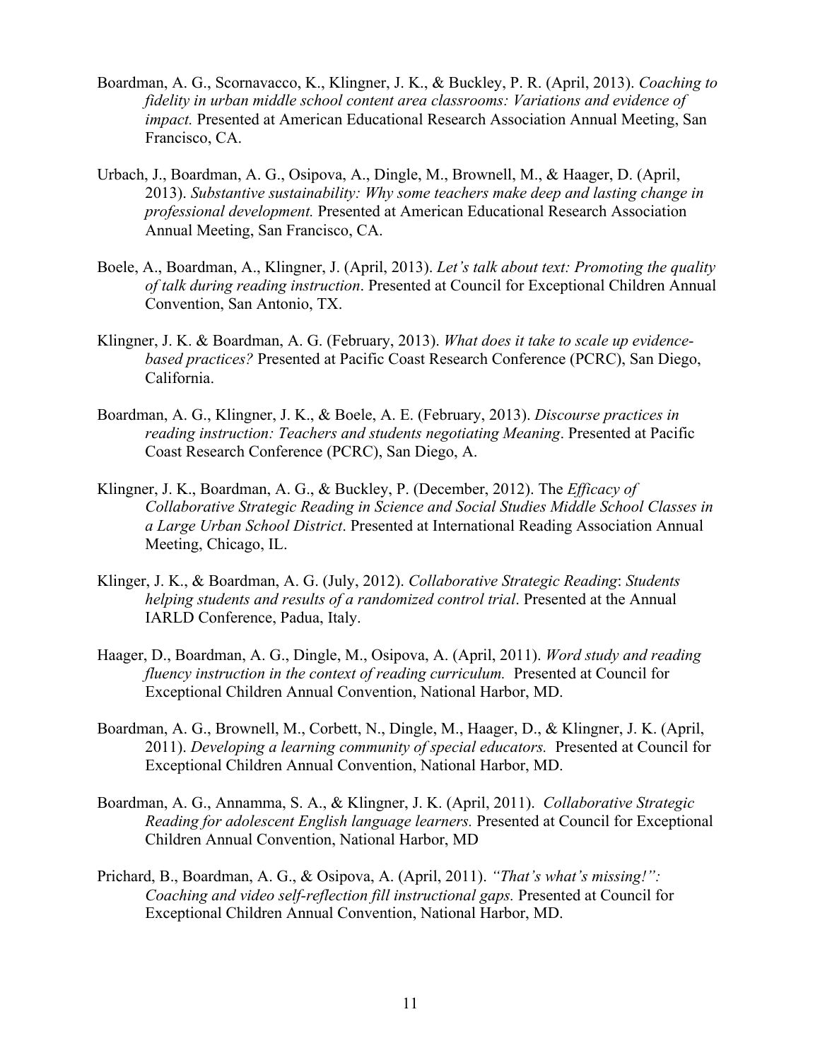Boardman, A. G., Scornavacco, K., Klingner, J. K., & Buckley, P. R. (April, 2013). *Coaching to fidelity in urban middle school content area classrooms: Variations and evidence of impact.* Presented at American Educational Research Association Annual Meeting, San Francisco, CA.

Urbach, J., Boardman, A. G., Osipova, A., Dingle, M., Brownell, M., & Haager, D. (April, 2013). *Substantive sustainability: Why some teachers make deep and lasting change in professional development.* Presented at American Educational Research Association Annual Meeting, San Francisco, CA.

Boele, A., Boardman, A., Klingner, J. (April, 2013). *Let's talk about text: Promoting the quality of talk during reading instruction*. Presented at Council for Exceptional Children Annual Convention, San Antonio, TX.

Klingner, J. K. & Boardman, A. G. (February, 2013). *What does it take to scale up evidence-based practices?* Presented at Pacific Coast Research Conference (PCRC), San Diego, California.

Boardman, A. G., Klingner, J. K., & Boele, A. E. (February, 2013). *Discourse practices in reading instruction: Teachers and students negotiating Meaning*. Presented at Pacific Coast Research Conference (PCRC), San Diego, A.

Klingner, J. K., Boardman, A. G., & Buckley, P. (December, 2012). The *Efficacy of Collaborative Strategic Reading in Science and Social Studies Middle School Classes in a Large Urban School District*. Presented at International Reading Association Annual Meeting, Chicago, IL.

Klinger, J. K., & Boardman, A. G. (July, 2012). *Collaborative Strategic Reading*: *Students helping students and results of a randomized control trial*. Presented at the Annual IARLD Conference, Padua, Italy.

Haager, D., Boardman, A. G., Dingle, M., Osipova, A. (April, 2011). *Word study and reading fluency instruction in the context of reading curriculum.* Presented at Council for Exceptional Children Annual Convention, National Harbor, MD.

Boardman, A. G., Brownell, M., Corbett, N., Dingle, M., Haager, D., & Klingner, J. K. (April, 2011). *Developing a learning community of special educators.* Presented at Council for Exceptional Children Annual Convention, National Harbor, MD.

Boardman, A. G., Annamma, S. A., & Klingner, J. K. (April, 2011). *Collaborative Strategic Reading for adolescent English language learners.* Presented at Council for Exceptional Children Annual Convention, National Harbor, MD

Prichard, B., Boardman, A. G., & Osipova, A. (April, 2011). *"That's what's missing!": Coaching and video self-reflection fill instructional gaps.* Presented at Council for Exceptional Children Annual Convention, National Harbor, MD.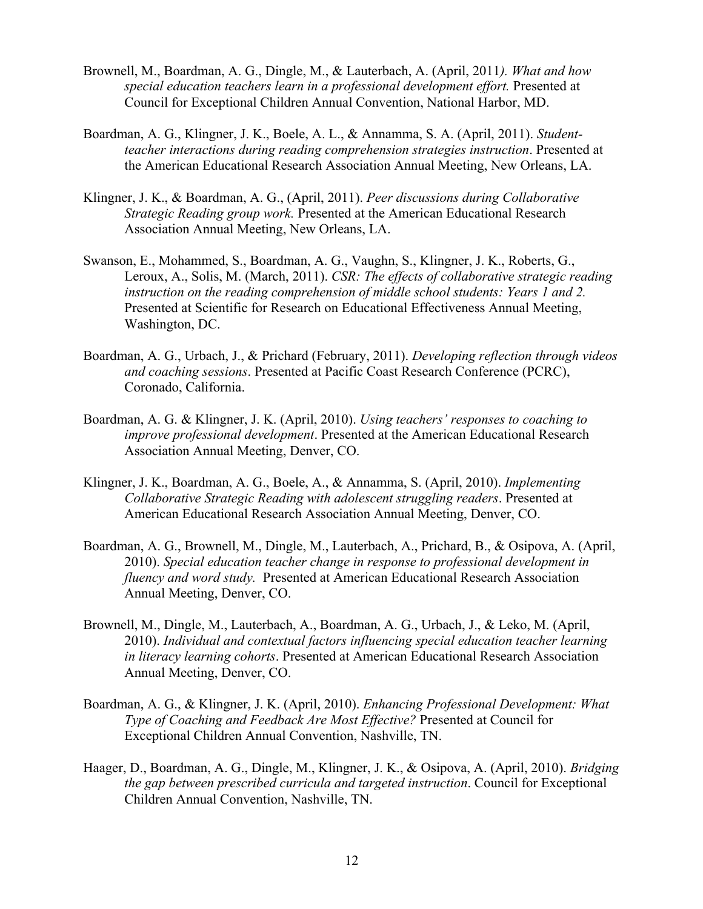Brownell, M., Boardman, A. G., Dingle, M., & Lauterbach, A. (April, 2011*). What and how special education teachers learn in a professional development effort.* Presented at Council for Exceptional Children Annual Convention, National Harbor, MD.

Boardman, A. G., Klingner, J. K., Boele, A. L., & Annamma, S. A. (April, 2011). *Student-teacher interactions during reading comprehension strategies instruction*. Presented at the American Educational Research Association Annual Meeting, New Orleans, LA.

Klingner, J. K., & Boardman, A. G., (April, 2011). *Peer discussions during Collaborative Strategic Reading group work.* Presented at the American Educational Research Association Annual Meeting, New Orleans, LA.

Swanson, E., Mohammed, S., Boardman, A. G., Vaughn, S., Klingner, J. K., Roberts, G., Leroux, A., Solis, M. (March, 2011). *CSR: The effects of collaborative strategic reading instruction on the reading comprehension of middle school students: Years 1 and 2.* Presented at Scientific for Research on Educational Effectiveness Annual Meeting, Washington, DC.

Boardman, A. G., Urbach, J., & Prichard (February, 2011). *Developing reflection through videos and coaching sessions*. Presented at Pacific Coast Research Conference (PCRC), Coronado, California.

Boardman, A. G. & Klingner, J. K. (April, 2010). *Using teachers' responses to coaching to improve professional development*. Presented at the American Educational Research Association Annual Meeting, Denver, CO.

Klingner, J. K., Boardman, A. G., Boele, A., & Annamma, S. (April, 2010). *Implementing Collaborative Strategic Reading with adolescent struggling readers*. Presented at American Educational Research Association Annual Meeting, Denver, CO.

Boardman, A. G., Brownell, M., Dingle, M., Lauterbach, A., Prichard, B., & Osipova, A. (April, 2010). *Special education teacher change in response to professional development in fluency and word study.* Presented at American Educational Research Association Annual Meeting, Denver, CO.

Brownell, M., Dingle, M., Lauterbach, A., Boardman, A. G., Urbach, J., & Leko, M. (April, 2010). *Individual and contextual factors influencing special education teacher learning in literacy learning cohorts*. Presented at American Educational Research Association Annual Meeting, Denver, CO.

Boardman, A. G., & Klingner, J. K. (April, 2010). *Enhancing Professional Development: What Type of Coaching and Feedback Are Most Effective?* Presented at Council for Exceptional Children Annual Convention, Nashville, TN.

Haager, D., Boardman, A. G., Dingle, M., Klingner, J. K., & Osipova, A. (April, 2010). *Bridging the gap between prescribed curricula and targeted instruction*. Council for Exceptional Children Annual Convention, Nashville, TN.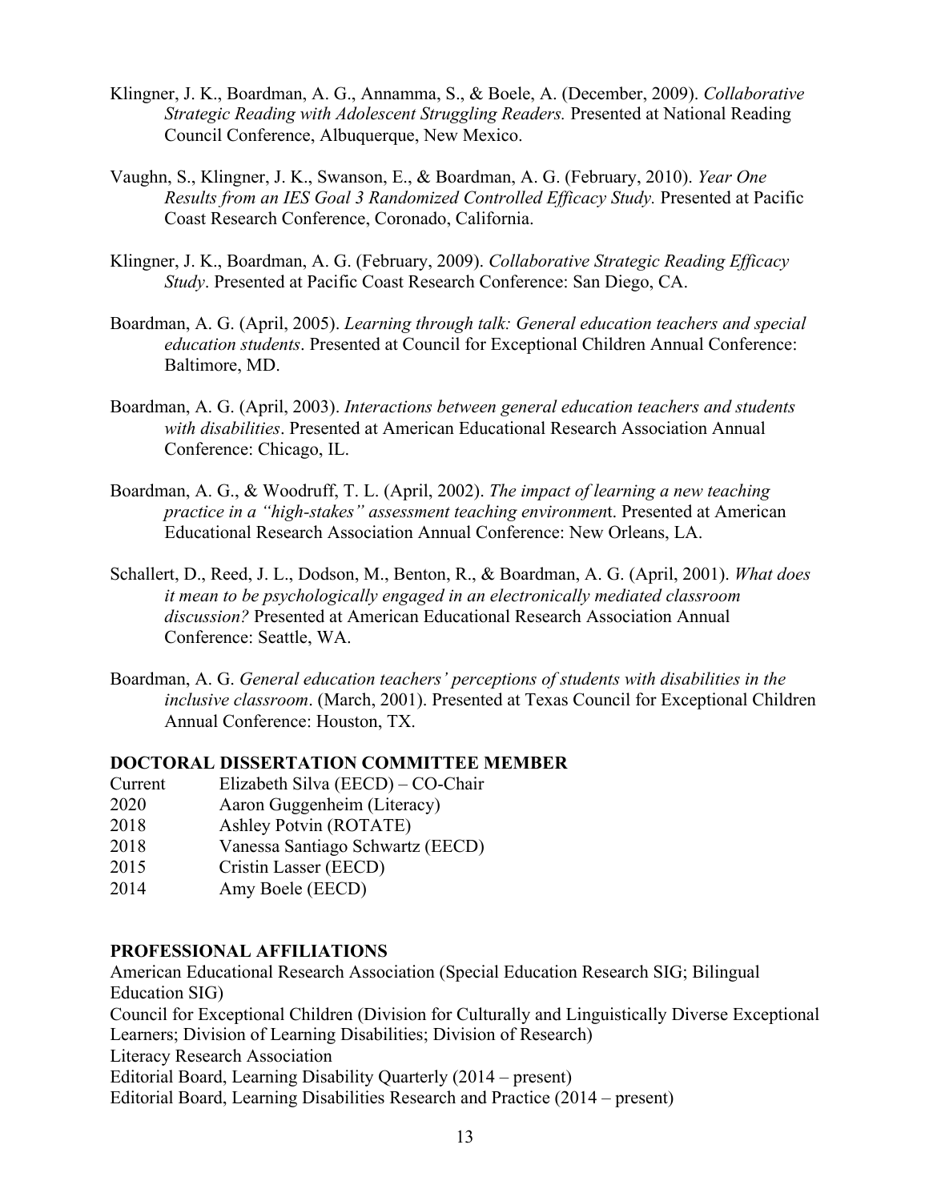Klingner, J. K., Boardman, A. G., Annamma, S., & Boele, A. (December, 2009). *Collaborative Strategic Reading with Adolescent Struggling Readers.* Presented at National Reading Council Conference, Albuquerque, New Mexico.

Vaughn, S., Klingner, J. K., Swanson, E., & Boardman, A. G. (February, 2010). *Year One Results from an IES Goal 3 Randomized Controlled Efficacy Study.* Presented at Pacific Coast Research Conference, Coronado, California.

Klingner, J. K., Boardman, A. G. (February, 2009). *Collaborative Strategic Reading Efficacy Study*. Presented at Pacific Coast Research Conference: San Diego, CA.

Boardman, A. G. (April, 2005). *Learning through talk: General education teachers and special education students*. Presented at Council for Exceptional Children Annual Conference: Baltimore, MD.

Boardman, A. G. (April, 2003). *Interactions between general education teachers and students with disabilities*. Presented at American Educational Research Association Annual Conference: Chicago, IL.

Boardman, A. G., & Woodruff, T. L. (April, 2002). *The impact of learning a new teaching practice in a "high-stakes" assessment teaching environmen*t. Presented at American Educational Research Association Annual Conference: New Orleans, LA.

Schallert, D., Reed, J. L., Dodson, M., Benton, R., & Boardman, A. G. (April, 2001). *What does it mean to be psychologically engaged in an electronically mediated classroom discussion?* Presented at American Educational Research Association Annual Conference: Seattle, WA.

Boardman, A. G. *General education teachers' perceptions of students with disabilities in the inclusive classroom*. (March, 2001). Presented at Texas Council for Exceptional Children Annual Conference: Houston, TX.

**DOCTORAL DISSERTATION COMMITTEE MEMBER**

| | |
|---|---|
| Current | Elizabeth Silva (EECD) – CO-Chair |
| 2020 | Aaron Guggenheim (Literacy) |
| 2018 | Ashley Potvin (ROTATE) |
| 2018 | Vanessa Santiago Schwartz (EECD) |
| 2015 | Cristin Lasser (EECD) |
| 2014 | Amy Boele (EECD) |

**PROFESSIONAL AFFILIATIONS**

American Educational Research Association (Special Education Research SIG; Bilingual Education SIG)
Council for Exceptional Children (Division for Culturally and Linguistically Diverse Exceptional Learners; Division of Learning Disabilities; Division of Research)
Literacy Research Association
Editorial Board, Learning Disability Quarterly (2014 – present)
Editorial Board, Learning Disabilities Research and Practice (2014 – present)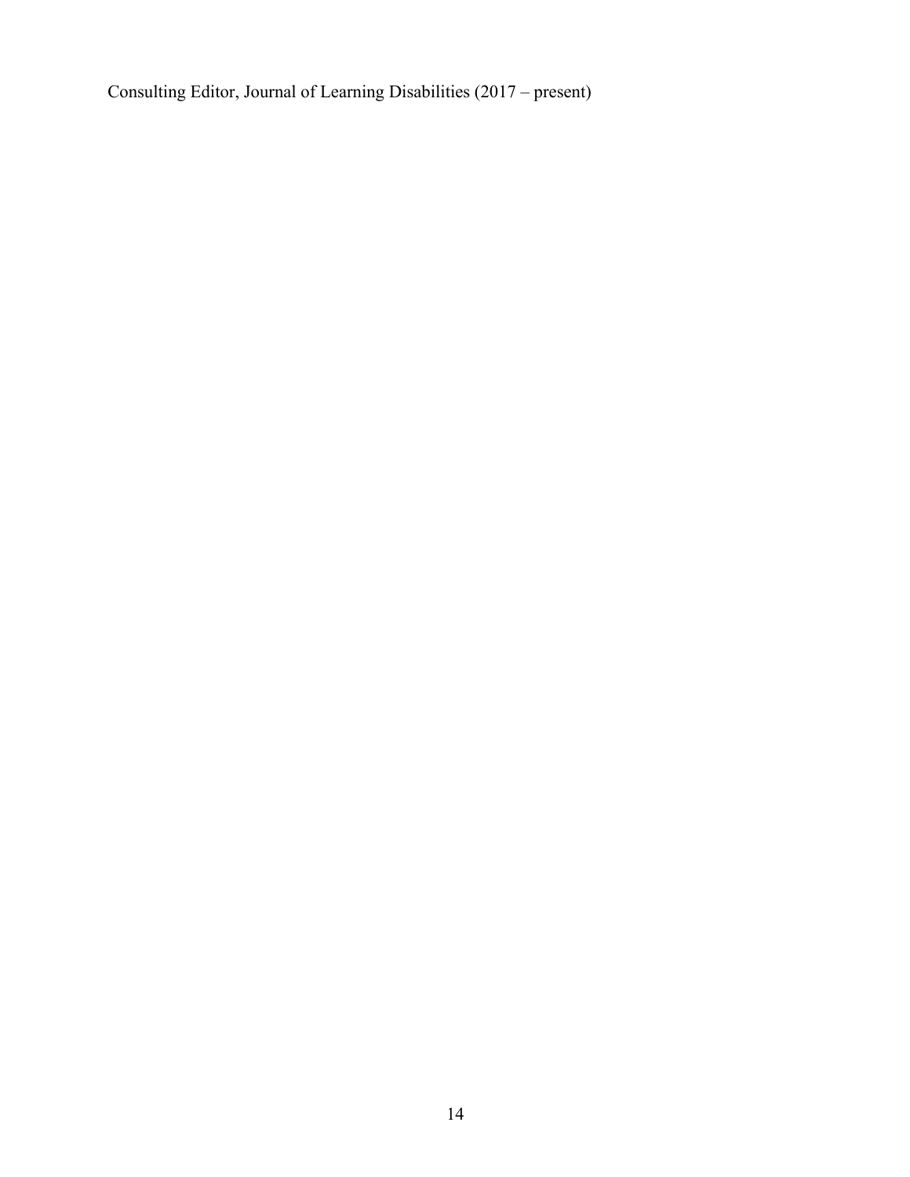Consulting Editor, Journal of Learning Disabilities (2017 – present)